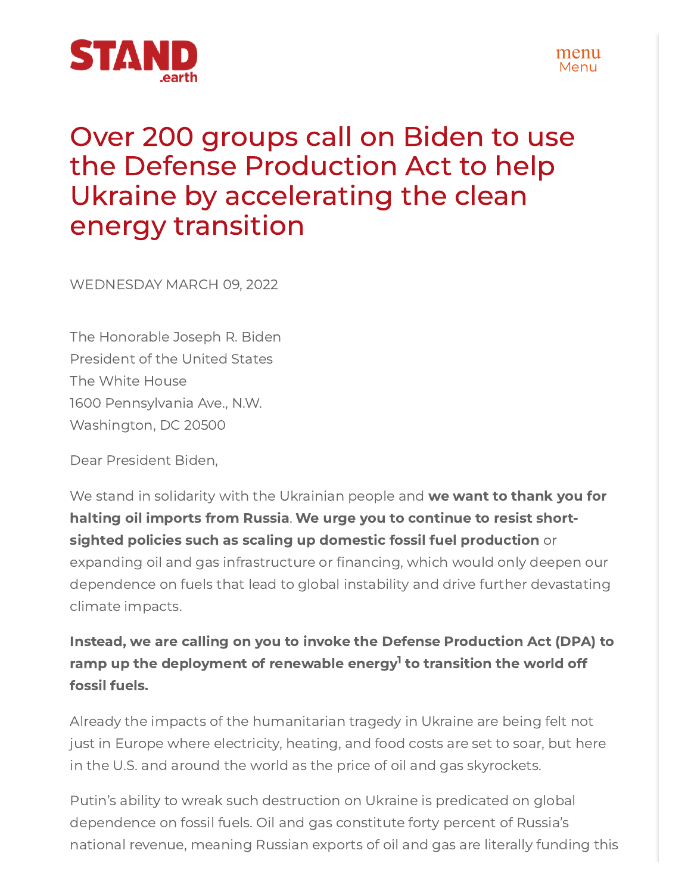# Over 200 groups call on Biden to use the Defense Production Act to help Ukraine by accelerating the clean energy transition

WEDNESDAY MARCH 09, 2022

The Honorable Joseph R. Biden
President of the United States
The White House
1600 Pennsylvania Ave., N.W.
Washington, DC 20500

Dear President Biden,

We stand in solidarity with the Ukrainian people and **we want to thank you for halting oil imports from Russia**. **We urge you to continue to resist short-sighted policies such as scaling up domestic fossil fuel production** or expanding oil and gas infrastructure or financing, which would only deepen our dependence on fuels that lead to global instability and drive further devastating climate impacts.

**Instead, we are calling on you to invoke the Defense Production Act (DPA) to ramp up the deployment of renewable energy[1] to transition the world off fossil fuels.**

Already the impacts of the humanitarian tragedy in Ukraine are being felt not just in Europe where electricity, heating, and food costs are set to soar, but here in the U.S. and around the world as the price of oil and gas skyrockets.

Putin's ability to wreak such destruction on Ukraine is predicated on global dependence on fossil fuels. Oil and gas constitute forty percent of Russia's national revenue, meaning Russian exports of oil and gas are literally funding this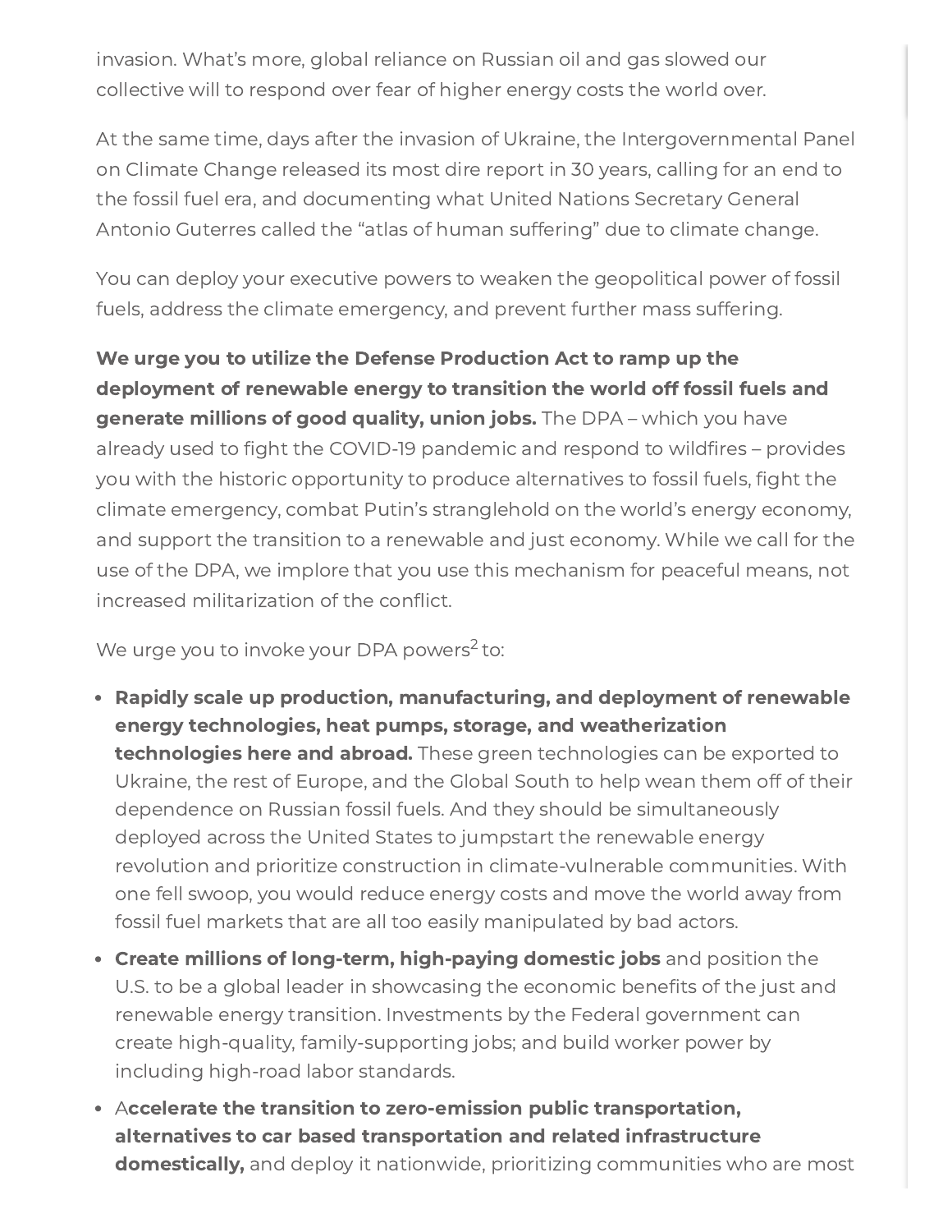invasion. What's more, global reliance on Russian oil and gas slowed our collective will to respond over fear of higher energy costs the world over.

At the same time, days after the invasion of Ukraine, the Intergovernmental Panel on Climate Change released its most dire report in 30 years, calling for an end to the fossil fuel era, and documenting what United Nations Secretary General Antonio Guterres called the "atlas of human suffering" due to climate change.

You can deploy your executive powers to weaken the geopolitical power of fossil fuels, address the climate emergency, and prevent further mass suffering.

**We urge you to utilize the Defense Production Act to ramp up the deployment of renewable energy to transition the world off fossil fuels and generate millions of good quality, union jobs.** The DPA – which you have already used to fight the COVID-19 pandemic and respond to wildfires – provides you with the historic opportunity to produce alternatives to fossil fuels, fight the climate emergency, combat Putin's stranglehold on the world's energy economy, and support the transition to a renewable and just economy. While we call for the use of the DPA, we implore that you use this mechanism for peaceful means, not increased militarization of the conflict.

We urge you to invoke your DPA powers[2] to:

- **Rapidly scale up production, manufacturing, and deployment of renewable energy technologies, heat pumps, storage, and weatherization technologies here and abroad.** These green technologies can be exported to Ukraine, the rest of Europe, and the Global South to help wean them off of their dependence on Russian fossil fuels. And they should be simultaneously deployed across the United States to jumpstart the renewable energy revolution and prioritize construction in climate-vulnerable communities. With one fell swoop, you would reduce energy costs and move the world away from fossil fuel markets that are all too easily manipulated by bad actors.
- **Create millions of long-term, high-paying domestic jobs** and position the U.S. to be a global leader in showcasing the economic benefits of the just and renewable energy transition. Investments by the Federal government can create high-quality, family-supporting jobs; and build worker power by including high-road labor standards.
- A**ccelerate the transition to zero-emission public transportation, alternatives to car based transportation and related infrastructure domestically,** and deploy it nationwide, prioritizing communities who are most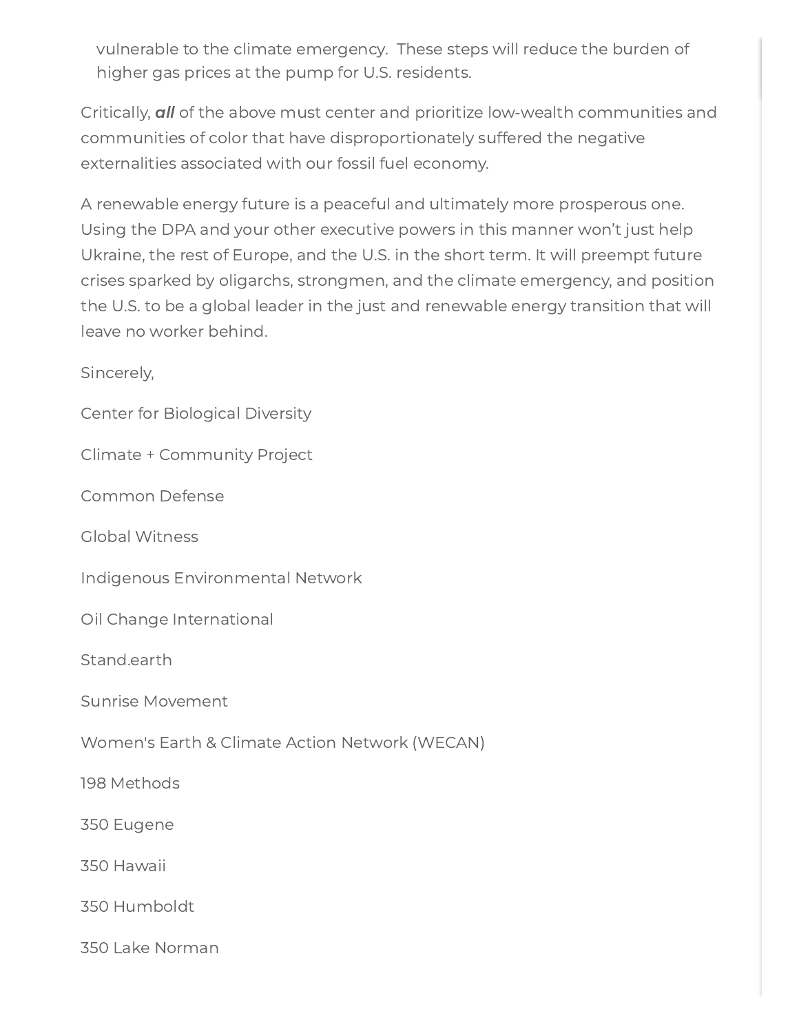vulnerable to the climate emergency. These steps will reduce the burden of higher gas prices at the pump for U.S. residents.

Critically, ***all*** of the above must center and prioritize low-wealth communities and communities of color that have disproportionately suffered the negative externalities associated with our fossil fuel economy.

A renewable energy future is a peaceful and ultimately more prosperous one. Using the DPA and your other executive powers in this manner won't just help Ukraine, the rest of Europe, and the U.S. in the short term. It will preempt future crises sparked by oligarchs, strongmen, and the climate emergency, and position the U.S. to be a global leader in the just and renewable energy transition that will leave no worker behind.

Sincerely,

Center for Biological Diversity

Climate + Community Project

Common Defense

Global Witness

Indigenous Environmental Network

Oil Change International

Stand.earth

Sunrise Movement

Women's Earth & Climate Action Network (WECAN)

198 Methods

350 Eugene

350 Hawaii

350 Humboldt

350 Lake Norman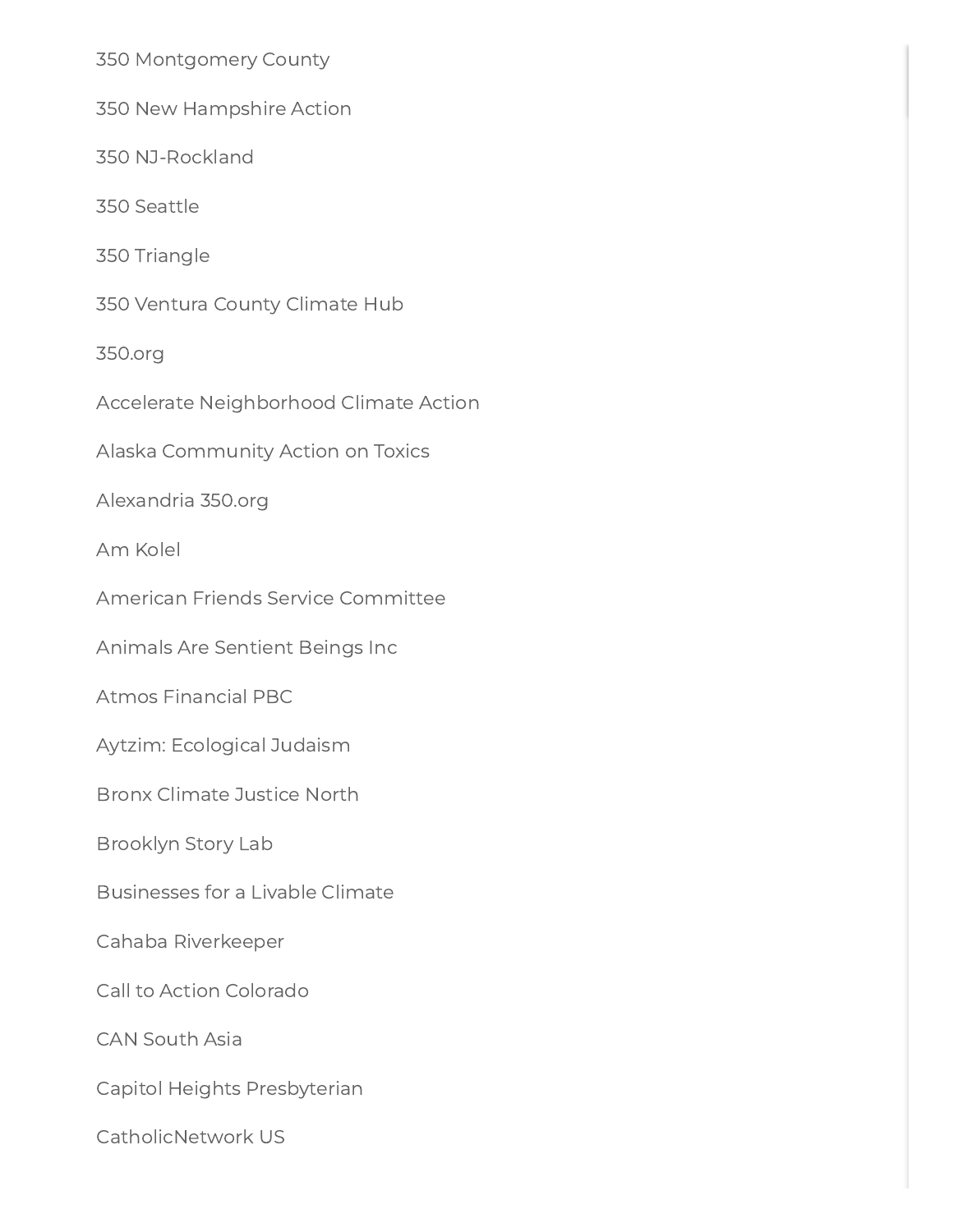350 Montgomery County

350 New Hampshire Action

350 NJ-Rockland

350 Seattle

350 Triangle

350 Ventura County Climate Hub

350.org

Accelerate Neighborhood Climate Action

Alaska Community Action on Toxics

Alexandria 350.org

Am Kolel

American Friends Service Committee

Animals Are Sentient Beings Inc

Atmos Financial PBC

Aytzim: Ecological Judaism

Bronx Climate Justice North

Brooklyn Story Lab

Businesses for a Livable Climate

Cahaba Riverkeeper

Call to Action Colorado

CAN South Asia

Capitol Heights Presbyterian

CatholicNetwork US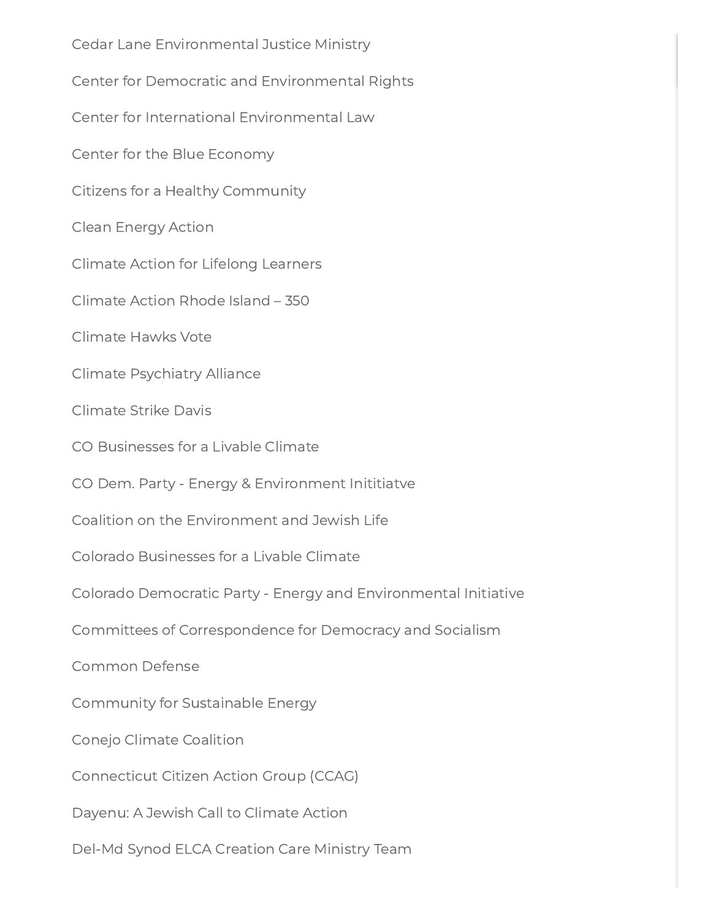Cedar Lane Environmental Justice Ministry

Center for Democratic and Environmental Rights

Center for International Environmental Law

Center for the Blue Economy

Citizens for a Healthy Community

Clean Energy Action

Climate Action for Lifelong Learners

Climate Action Rhode Island – 350

Climate Hawks Vote

Climate Psychiatry Alliance

Climate Strike Davis

CO Businesses for a Livable Climate

CO Dem. Party - Energy & Environment Inititiatve

Coalition on the Environment and Jewish Life

Colorado Businesses for a Livable Climate

Colorado Democratic Party - Energy and Environmental Initiative

Committees of Correspondence for Democracy and Socialism

Common Defense

Community for Sustainable Energy

Conejo Climate Coalition

Connecticut Citizen Action Group (CCAG)

Dayenu: A Jewish Call to Climate Action

Del-Md Synod ELCA Creation Care Ministry Team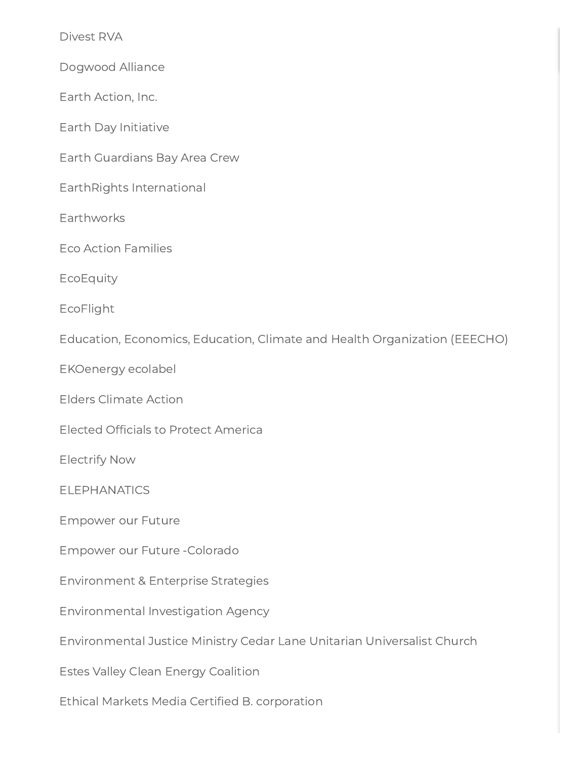Divest RVA

Dogwood Alliance

Earth Action, Inc.

Earth Day Initiative

Earth Guardians Bay Area Crew

EarthRights International

Earthworks

Eco Action Families

EcoEquity

EcoFlight

Education, Economics, Education, Climate and Health Organization (EEECHO)

EKOenergy ecolabel

Elders Climate Action

Elected Officials to Protect America

Electrify Now

ELEPHANATICS

Empower our Future

Empower our Future -Colorado

Environment & Enterprise Strategies

Environmental Investigation Agency

Environmental Justice Ministry Cedar Lane Unitarian Universalist Church

Estes Valley Clean Energy Coalition

Ethical Markets Media Certified B. corporation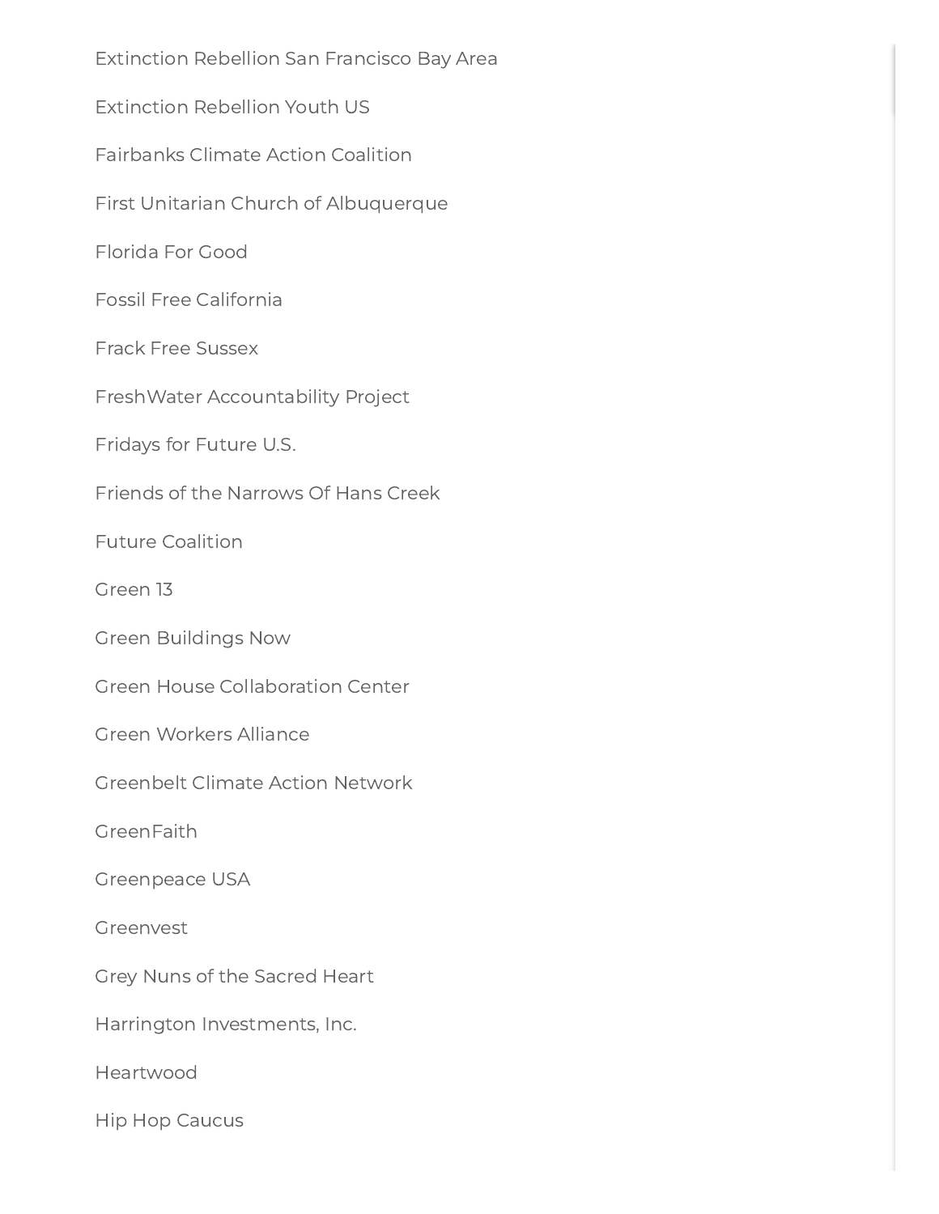Extinction Rebellion San Francisco Bay Area

Extinction Rebellion Youth US

Fairbanks Climate Action Coalition

First Unitarian Church of Albuquerque

Florida For Good

Fossil Free California

Frack Free Sussex

FreshWater Accountability Project

Fridays for Future U.S.

Friends of the Narrows Of Hans Creek

Future Coalition

Green 13

Green Buildings Now

Green House Collaboration Center

Green Workers Alliance

Greenbelt Climate Action Network

GreenFaith

Greenpeace USA

Greenvest

Grey Nuns of the Sacred Heart

Harrington Investments, Inc.

Heartwood

Hip Hop Caucus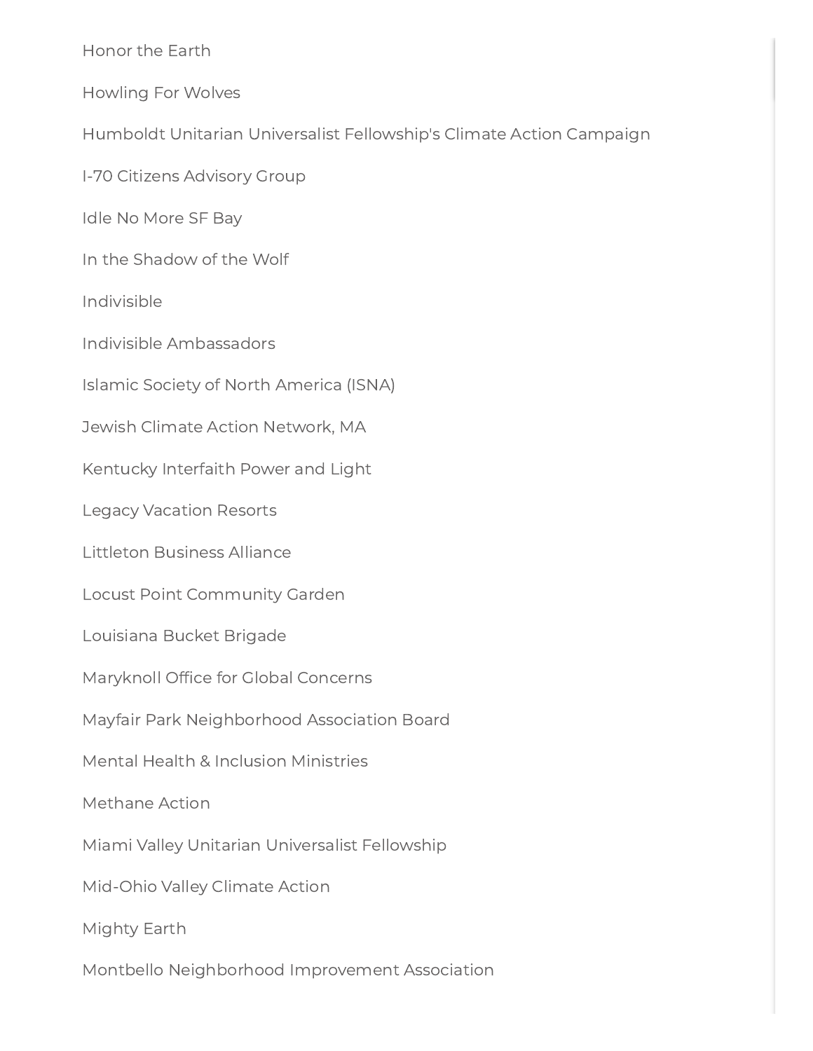Honor the Earth

Howling For Wolves

Humboldt Unitarian Universalist Fellowship's Climate Action Campaign

I-70 Citizens Advisory Group

Idle No More SF Bay

In the Shadow of the Wolf

Indivisible

Indivisible Ambassadors

Islamic Society of North America (ISNA)

Jewish Climate Action Network, MA

Kentucky Interfaith Power and Light

Legacy Vacation Resorts

Littleton Business Alliance

Locust Point Community Garden

Louisiana Bucket Brigade

Maryknoll Office for Global Concerns

Mayfair Park Neighborhood Association Board

Mental Health & Inclusion Ministries

Methane Action

Miami Valley Unitarian Universalist Fellowship

Mid-Ohio Valley Climate Action

Mighty Earth

Montbello Neighborhood Improvement Association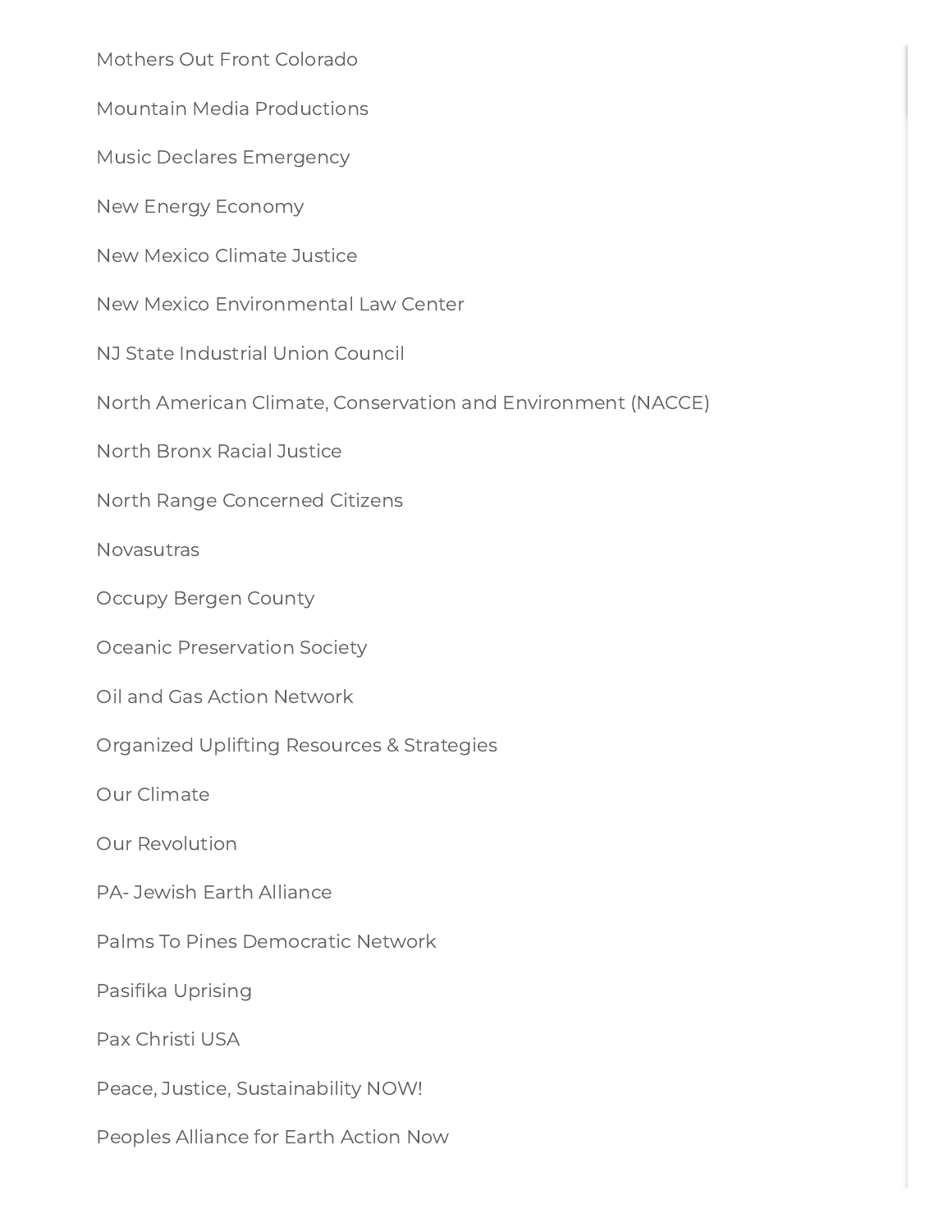Mothers Out Front Colorado

Mountain Media Productions

Music Declares Emergency

New Energy Economy

New Mexico Climate Justice

New Mexico Environmental Law Center

NJ State Industrial Union Council

North American Climate, Conservation and Environment (NACCE)

North Bronx Racial Justice

North Range Concerned Citizens

Novasutras

Occupy Bergen County

Oceanic Preservation Society

Oil and Gas Action Network

Organized Uplifting Resources & Strategies

Our Climate

Our Revolution

PA- Jewish Earth Alliance

Palms To Pines Democratic Network

Pasifika Uprising

Pax Christi USA

Peace, Justice, Sustainability NOW!

Peoples Alliance for Earth Action Now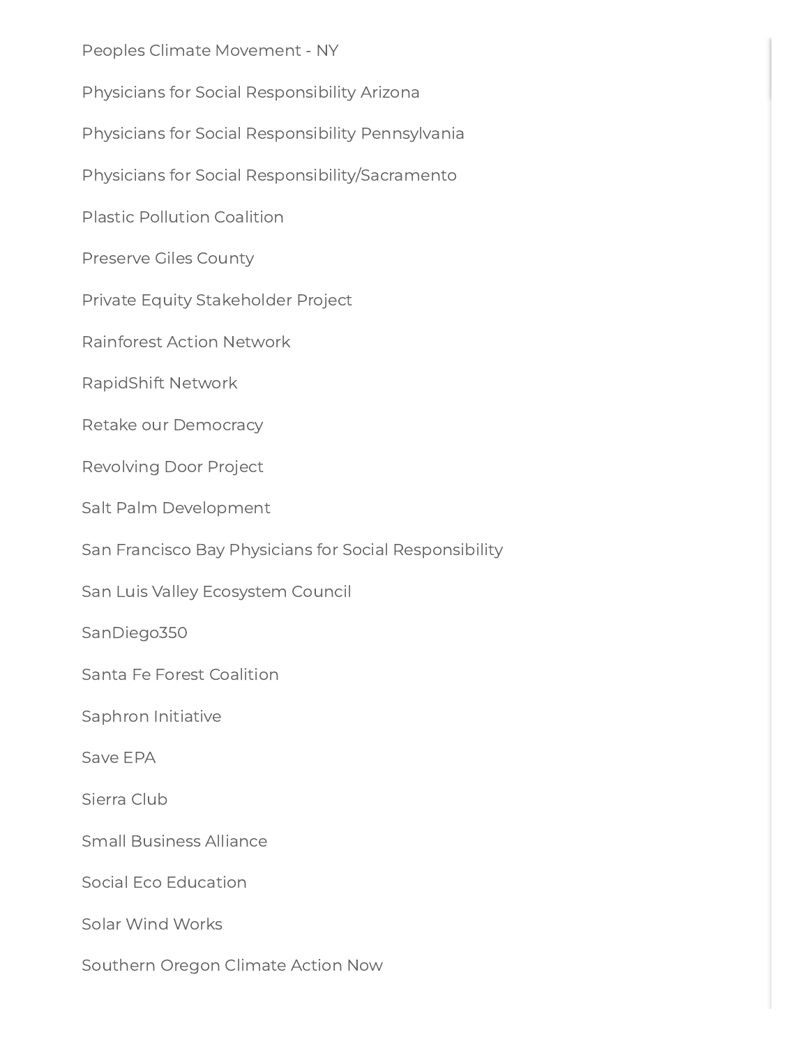Peoples Climate Movement - NY

Physicians for Social Responsibility Arizona

Physicians for Social Responsibility Pennsylvania

Physicians for Social Responsibility/Sacramento

Plastic Pollution Coalition

Preserve Giles County

Private Equity Stakeholder Project

Rainforest Action Network

RapidShift Network

Retake our Democracy

Revolving Door Project

Salt Palm Development

San Francisco Bay Physicians for Social Responsibility

San Luis Valley Ecosystem Council

SanDiego350

Santa Fe Forest Coalition

Saphron Initiative

Save EPA

Sierra Club

Small Business Alliance

Social Eco Education

Solar Wind Works

Southern Oregon Climate Action Now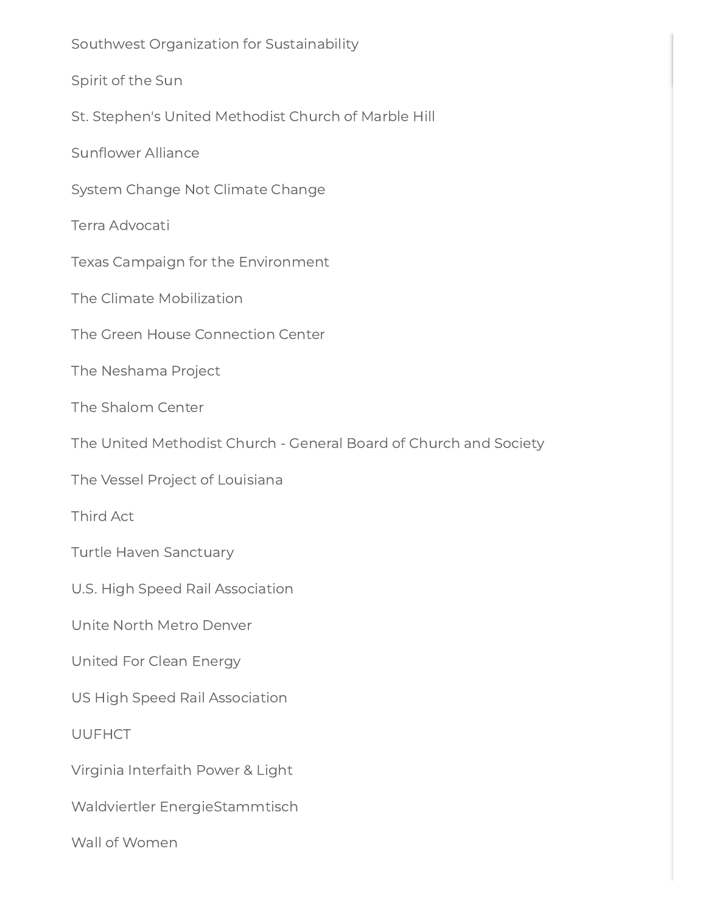Southwest Organization for Sustainability

Spirit of the Sun

St. Stephen's United Methodist Church of Marble Hill

Sunflower Alliance

System Change Not Climate Change

Terra Advocati

Texas Campaign for the Environment

The Climate Mobilization

The Green House Connection Center

The Neshama Project

The Shalom Center

The United Methodist Church - General Board of Church and Society

The Vessel Project of Louisiana

Third Act

Turtle Haven Sanctuary

U.S. High Speed Rail Association

Unite North Metro Denver

United For Clean Energy

US High Speed Rail Association

UUFHCT

Virginia Interfaith Power & Light

Waldviertler EnergieStammtisch

Wall of Women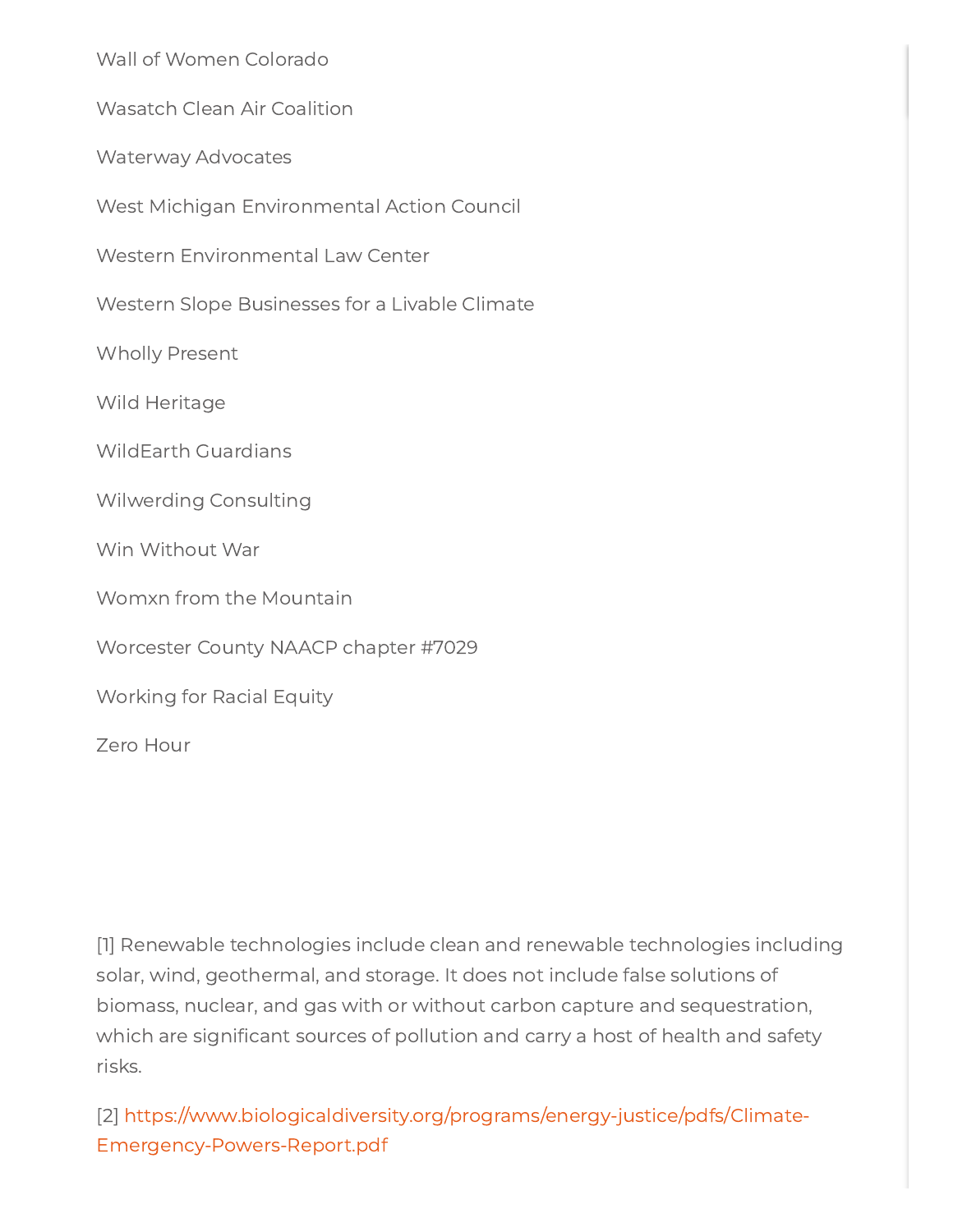Wall of Women Colorado

Wasatch Clean Air Coalition

Waterway Advocates

West Michigan Environmental Action Council

Western Environmental Law Center

Western Slope Businesses for a Livable Climate

Wholly Present

Wild Heritage

WildEarth Guardians

Wilwerding Consulting

Win Without War

Womxn from the Mountain

Worcester County NAACP chapter #7029

Working for Racial Equity

Zero Hour

[1] Renewable technologies include clean and renewable technologies including solar, wind, geothermal, and storage. It does not include false solutions of biomass, nuclear, and gas with or without carbon capture and sequestration, which are significant sources of pollution and carry a host of health and safety risks.

[2] https://www.biologicaldiversity.org/programs/energy-justice/pdfs/Climate-Emergency-Powers-Report.pdf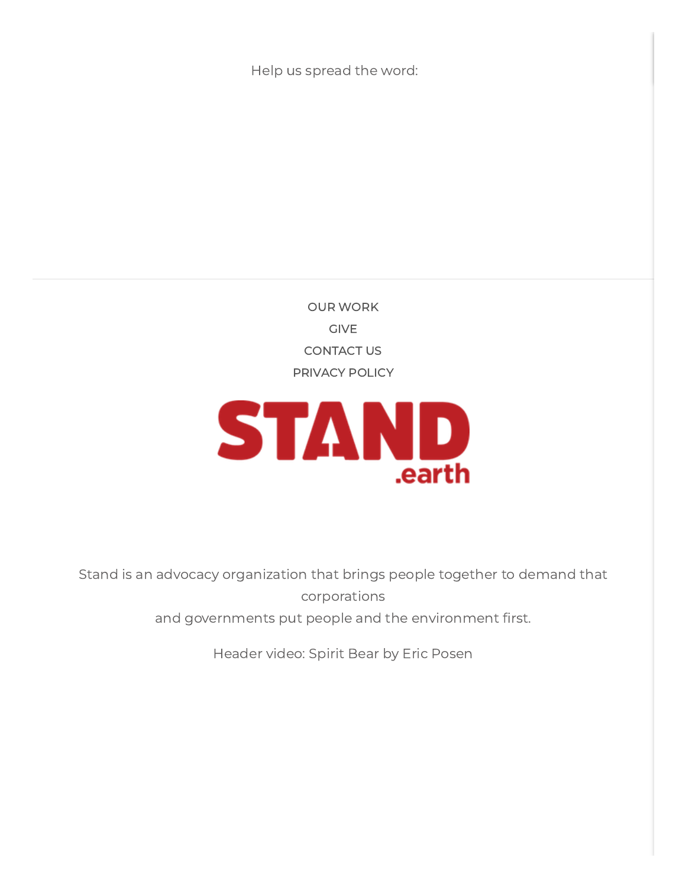Help us spread the word:

OUR WORK

GIVE

CONTACT US

PRIVACY POLICY

STAND
.earth

Stand is an advocacy organization that brings people together to demand that corporations
and governments put people and the environment first.

Header video: Spirit Bear by Eric Posen